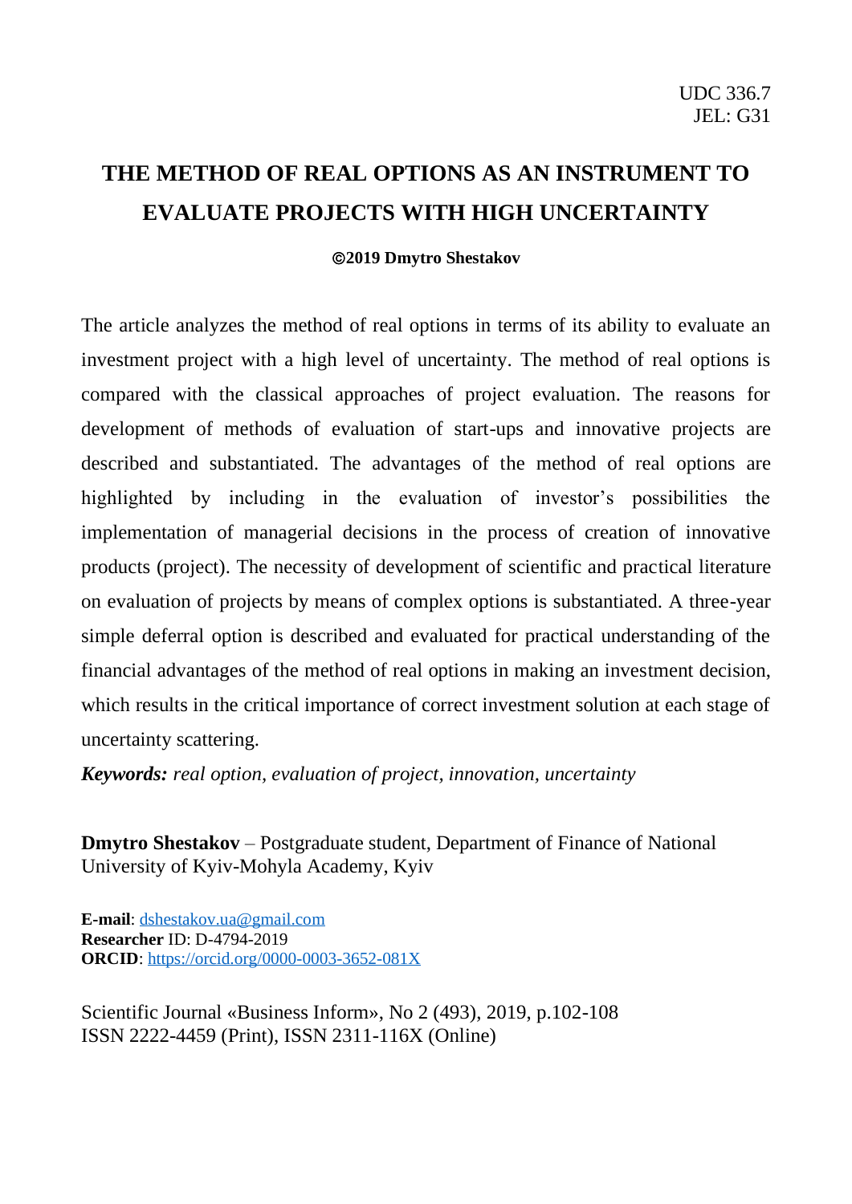UDC 336.7
JEL: G31

# THE METHOD OF REAL OPTIONS AS AN INSTRUMENT TO EVALUATE PROJECTS WITH HIGH UNCERTAINTY

**©2019 Dmytro Shestakov**

The article analyzes the method of real options in terms of its ability to evaluate an investment project with a high level of uncertainty. The method of real options is compared with the classical approaches of project evaluation. The reasons for development of methods of evaluation of start-ups and innovative projects are described and substantiated. The advantages of the method of real options are highlighted by including in the evaluation of investor's possibilities the implementation of managerial decisions in the process of creation of innovative products (project). The necessity of development of scientific and practical literature on evaluation of projects by means of complex options is substantiated. A three-year simple deferral option is described and evaluated for practical understanding of the financial advantages of the method of real options in making an investment decision, which results in the critical importance of correct investment solution at each stage of uncertainty scattering.

***Keywords:*** *real option, evaluation of project, innovation, uncertainty*

**Dmytro Shestakov** – Postgraduate student, Department of Finance of National University of Kyiv-Mohyla Academy, Kyiv

**E-mail**: dshestakov.ua@gmail.com
**Researcher** ID: D-4794-2019
**ORCID**: https://orcid.org/0000-0003-3652-081X

Scientific Journal «Business Inform», No 2 (493), 2019, p.102-108
ISSN 2222-4459 (Print), ISSN 2311-116X (Online)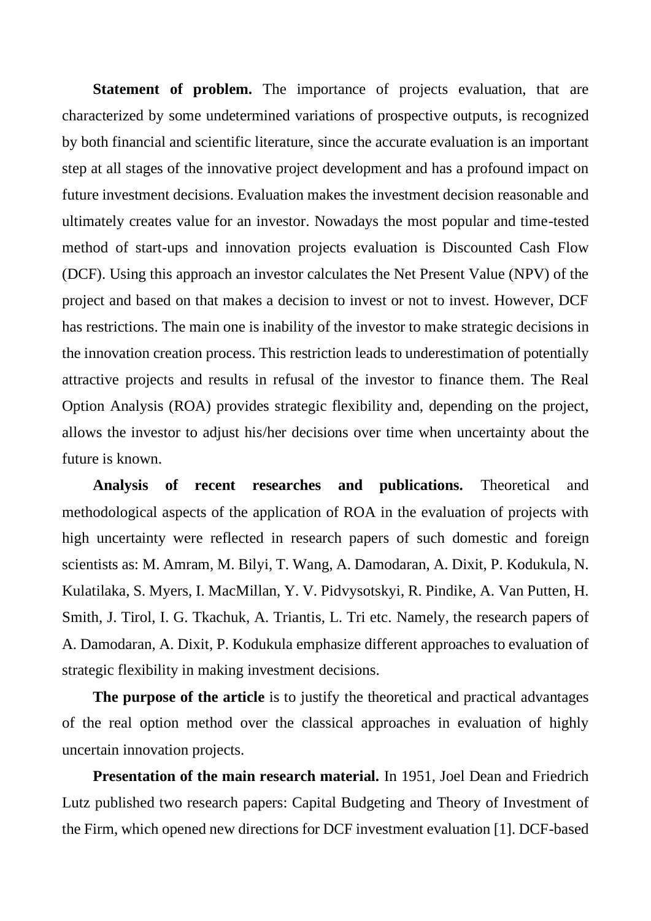**Statement of problem.** The importance of projects evaluation, that are characterized by some undetermined variations of prospective outputs, is recognized by both financial and scientific literature, since the accurate evaluation is an important step at all stages of the innovative project development and has a profound impact on future investment decisions. Evaluation makes the investment decision reasonable and ultimately creates value for an investor. Nowadays the most popular and time-tested method of start-ups and innovation projects evaluation is Discounted Cash Flow (DCF). Using this approach an investor calculates the Net Present Value (NPV) of the project and based on that makes a decision to invest or not to invest. However, DCF has restrictions. The main one is inability of the investor to make strategic decisions in the innovation creation process. This restriction leads to underestimation of potentially attractive projects and results in refusal of the investor to finance them. The Real Option Analysis (ROA) provides strategic flexibility and, depending on the project, allows the investor to adjust his/her decisions over time when uncertainty about the future is known.

**Analysis of recent researches and publications.** Theoretical and methodological aspects of the application of ROA in the evaluation of projects with high uncertainty were reflected in research papers of such domestic and foreign scientists as: M. Amram, M. Bilyi, T. Wang, A. Damodaran, A. Dixit, P. Kodukula, N. Kulatilaka, S. Myers, I. MacMillan, Y. V. Pidvysotskyi, R. Pindike, A. Van Putten, H. Smith, J. Tirol, I. G. Tkachuk, A. Triantis, L. Tri etc. Namely, the research papers of A. Damodaran, A. Dixit, P. Kodukula emphasize different approaches to evaluation of strategic flexibility in making investment decisions.

**The purpose of the article** is to justify the theoretical and practical advantages of the real option method over the classical approaches in evaluation of highly uncertain innovation projects.

**Presentation of the main research material.** In 1951, Joel Dean and Friedrich Lutz published two research papers: Capital Budgeting and Theory of Investment of the Firm, which opened new directions for DCF investment evaluation [1]. DCF-based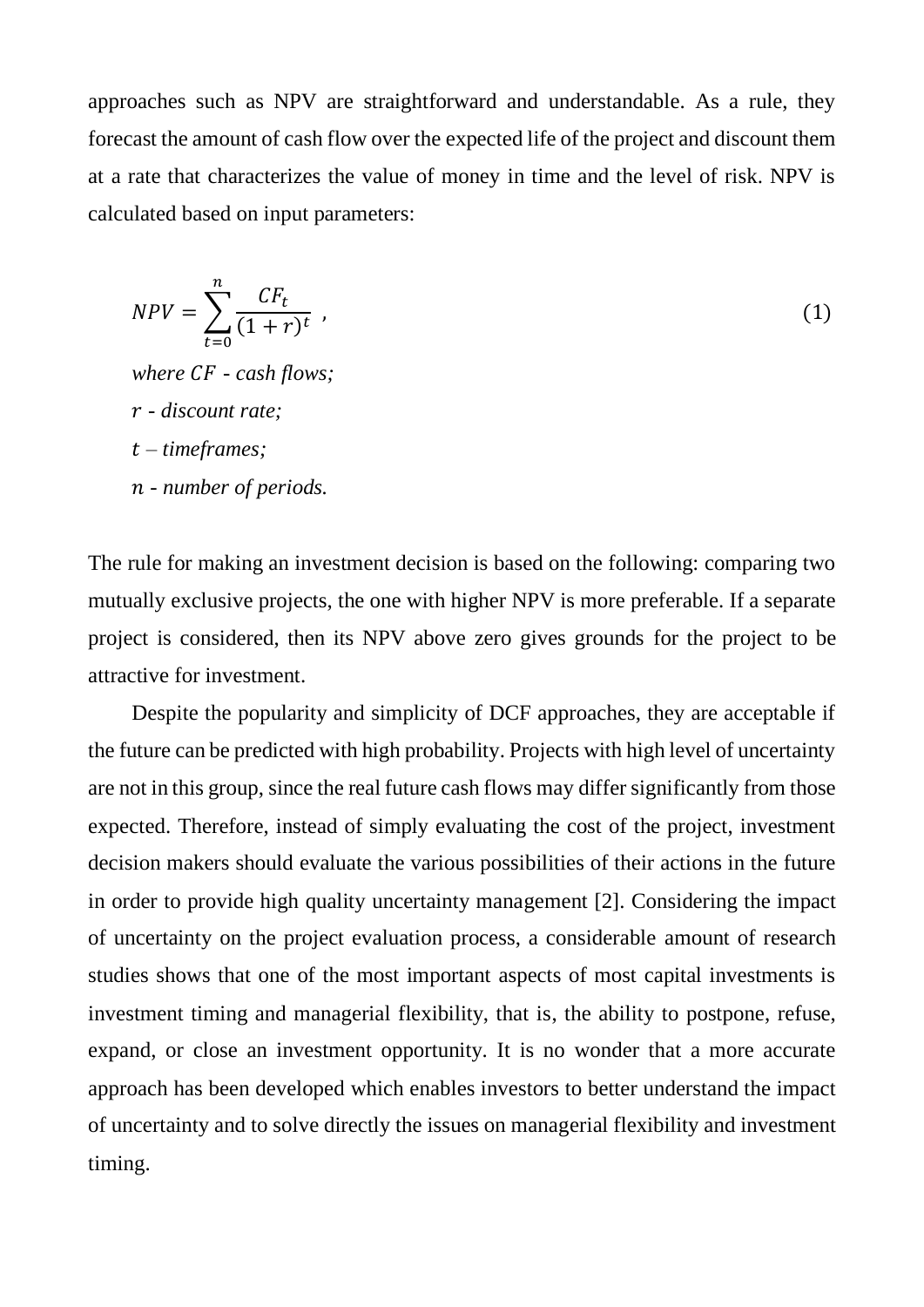approaches such as NPV are straightforward and understandable. As a rule, they forecast the amount of cash flow over the expected life of the project and discount them at a rate that characterizes the value of money in time and the level of risk. NPV is calculated based on input parameters:

$$NPV = \sum_{t=0}^{n} \frac{CF_t}{(1+r)^t} \;, \tag{1}$$

*where $CF$ - cash flows;*

*$r$ - discount rate;*

*$t$ – timeframes;*

*$n$ - number of periods.*

The rule for making an investment decision is based on the following: comparing two mutually exclusive projects, the one with higher NPV is more preferable. If a separate project is considered, then its NPV above zero gives grounds for the project to be attractive for investment.

Despite the popularity and simplicity of DCF approaches, they are acceptable if the future can be predicted with high probability. Projects with high level of uncertainty are not in this group, since the real future cash flows may differ significantly from those expected. Therefore, instead of simply evaluating the cost of the project, investment decision makers should evaluate the various possibilities of their actions in the future in order to provide high quality uncertainty management [2]. Considering the impact of uncertainty on the project evaluation process, a considerable amount of research studies shows that one of the most important aspects of most capital investments is investment timing and managerial flexibility, that is, the ability to postpone, refuse, expand, or close an investment opportunity. It is no wonder that a more accurate approach has been developed which enables investors to better understand the impact of uncertainty and to solve directly the issues on managerial flexibility and investment timing.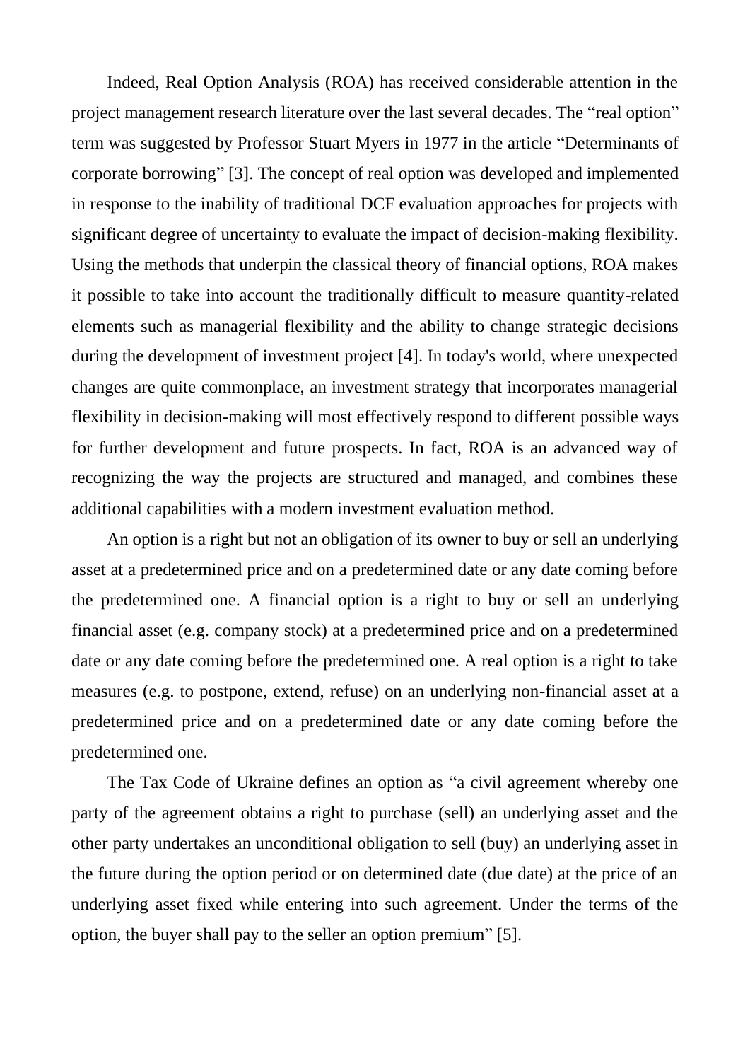Indeed, Real Option Analysis (ROA) has received considerable attention in the project management research literature over the last several decades. The "real option" term was suggested by Professor Stuart Myers in 1977 in the article "Determinants of corporate borrowing" [3]. The concept of real option was developed and implemented in response to the inability of traditional DCF evaluation approaches for projects with significant degree of uncertainty to evaluate the impact of decision-making flexibility. Using the methods that underpin the classical theory of financial options, ROA makes it possible to take into account the traditionally difficult to measure quantity-related elements such as managerial flexibility and the ability to change strategic decisions during the development of investment project [4]. In today's world, where unexpected changes are quite commonplace, an investment strategy that incorporates managerial flexibility in decision-making will most effectively respond to different possible ways for further development and future prospects. In fact, ROA is an advanced way of recognizing the way the projects are structured and managed, and combines these additional capabilities with a modern investment evaluation method.

An option is a right but not an obligation of its owner to buy or sell an underlying asset at a predetermined price and on a predetermined date or any date coming before the predetermined one. A financial option is a right to buy or sell an underlying financial asset (e.g. company stock) at a predetermined price and on a predetermined date or any date coming before the predetermined one. A real option is a right to take measures (e.g. to postpone, extend, refuse) on an underlying non-financial asset at a predetermined price and on a predetermined date or any date coming before the predetermined one.

The Tax Code of Ukraine defines an option as "a civil agreement whereby one party of the agreement obtains a right to purchase (sell) an underlying asset and the other party undertakes an unconditional obligation to sell (buy) an underlying asset in the future during the option period or on determined date (due date) at the price of an underlying asset fixed while entering into such agreement. Under the terms of the option, the buyer shall pay to the seller an option premium" [5].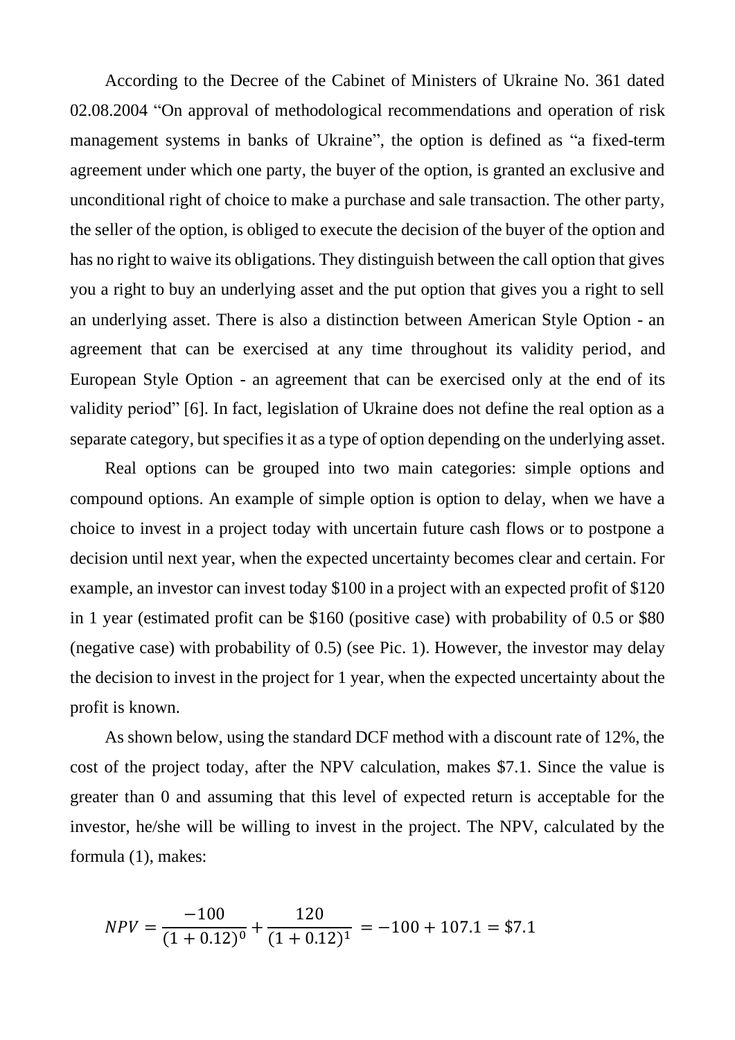According to the Decree of the Cabinet of Ministers of Ukraine No. 361 dated 02.08.2004 "On approval of methodological recommendations and operation of risk management systems in banks of Ukraine", the option is defined as "a fixed-term agreement under which one party, the buyer of the option, is granted an exclusive and unconditional right of choice to make a purchase and sale transaction. The other party, the seller of the option, is obliged to execute the decision of the buyer of the option and has no right to waive its obligations. They distinguish between the call option that gives you a right to buy an underlying asset and the put option that gives you a right to sell an underlying asset. There is also a distinction between American Style Option - an agreement that can be exercised at any time throughout its validity period, and European Style Option - an agreement that can be exercised only at the end of its validity period" [6]. In fact, legislation of Ukraine does not define the real option as a separate category, but specifies it as a type of option depending on the underlying asset.

Real options can be grouped into two main categories: simple options and compound options. An example of simple option is option to delay, when we have a choice to invest in a project today with uncertain future cash flows or to postpone a decision until next year, when the expected uncertainty becomes clear and certain. For example, an investor can invest today \$100 in a project with an expected profit of \$120 in 1 year (estimated profit can be \$160 (positive case) with probability of 0.5 or \$80 (negative case) with probability of 0.5) (see Pic. 1). However, the investor may delay the decision to invest in the project for 1 year, when the expected uncertainty about the profit is known.

As shown below, using the standard DCF method with a discount rate of 12%, the cost of the project today, after the NPV calculation, makes \$7.1. Since the value is greater than 0 and assuming that this level of expected return is acceptable for the investor, he/she will be willing to invest in the project. The NPV, calculated by the formula (1), makes:

$$NPV = \frac{-100}{(1+0.12)^0} + \frac{120}{(1+0.12)^1} = -100 + 107.1 = \$7.1$$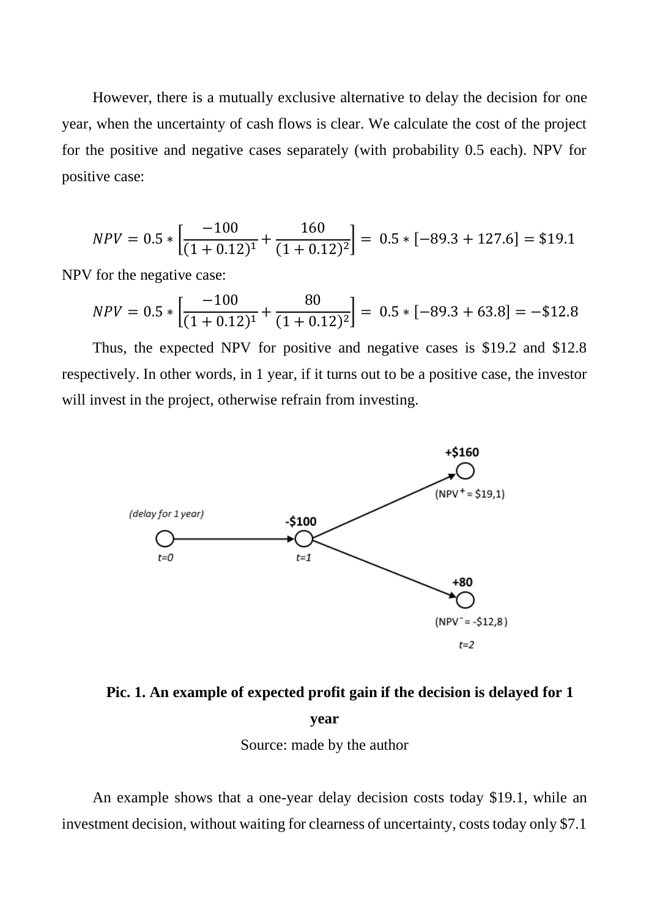However, there is a mutually exclusive alternative to delay the decision for one year, when the uncertainty of cash flows is clear. We calculate the cost of the project for the positive and negative cases separately (with probability 0.5 each). NPV for positive case:

$$NPV = 0.5 * \left[\frac{-100}{(1+0.12)^1} + \frac{160}{(1+0.12)^2}\right] = 0.5 * [-89.3 + 127.6] = \$19.1$$

NPV for the negative case:

$$NPV = 0.5 * \left[\frac{-100}{(1+0.12)^1} + \frac{80}{(1+0.12)^2}\right] = 0.5 * [-89.3 + 63.8] = -\$12.8$$

Thus, the expected NPV for positive and negative cases is $19.2 and $12.8 respectively. In other words, in 1 year, if it turns out to be a positive case, the investor will invest in the project, otherwise refrain from investing.

**Pic. 1. An example of expected profit gain if the decision is delayed for 1 year**

Source: made by the author

An example shows that a one-year delay decision costs today $19.1, while an investment decision, without waiting for clearness of uncertainty, costs today only $7.1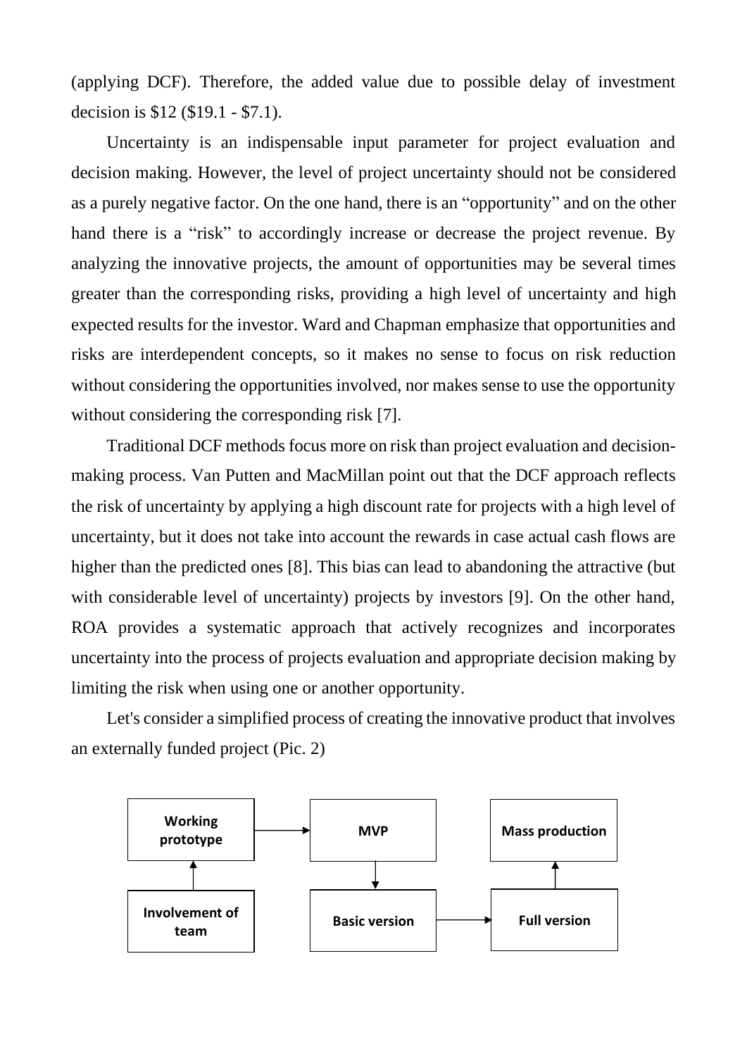(applying DCF). Therefore, the added value due to possible delay of investment decision is $12 ($19.1 - $7.1).

Uncertainty is an indispensable input parameter for project evaluation and decision making. However, the level of project uncertainty should not be considered as a purely negative factor. On the one hand, there is an "opportunity" and on the other hand there is a "risk" to accordingly increase or decrease the project revenue. By analyzing the innovative projects, the amount of opportunities may be several times greater than the corresponding risks, providing a high level of uncertainty and high expected results for the investor. Ward and Chapman emphasize that opportunities and risks are interdependent concepts, so it makes no sense to focus on risk reduction without considering the opportunities involved, nor makes sense to use the opportunity without considering the corresponding risk [7].

Traditional DCF methods focus more on risk than project evaluation and decision-making process. Van Putten and MacMillan point out that the DCF approach reflects the risk of uncertainty by applying a high discount rate for projects with a high level of uncertainty, but it does not take into account the rewards in case actual cash flows are higher than the predicted ones [8]. This bias can lead to abandoning the attractive (but with considerable level of uncertainty) projects by investors [9]. On the other hand, ROA provides a systematic approach that actively recognizes and incorporates uncertainty into the process of projects evaluation and appropriate decision making by limiting the risk when using one or another opportunity.

Let's consider a simplified process of creating the innovative product that involves an externally funded project (Pic. 2)

**Involvement of team** → **Working prototype** → **MVP** → **Basic version** → **Full version** → **Mass production**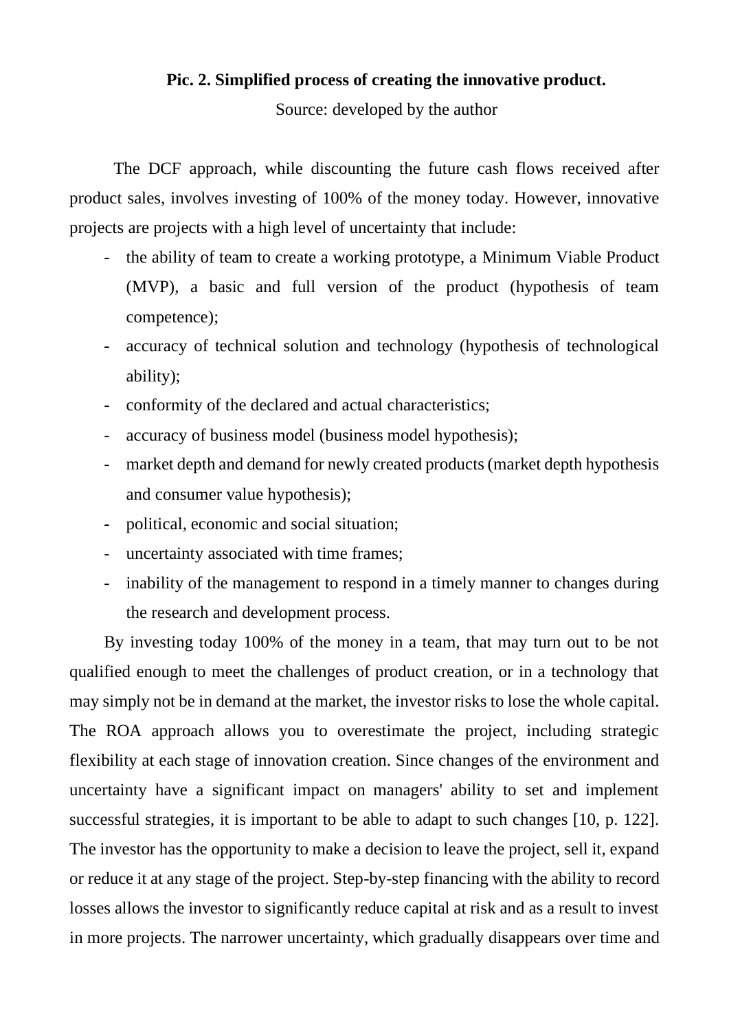**Pic. 2. Simplified process of creating the innovative product.**

Source: developed by the author

The DCF approach, while discounting the future cash flows received after product sales, involves investing of 100% of the money today. However, innovative projects are projects with a high level of uncertainty that include:

- the ability of team to create a working prototype, a Minimum Viable Product (MVP), a basic and full version of the product (hypothesis of team competence);
- accuracy of technical solution and technology (hypothesis of technological ability);
- conformity of the declared and actual characteristics;
- accuracy of business model (business model hypothesis);
- market depth and demand for newly created products (market depth hypothesis and consumer value hypothesis);
- political, economic and social situation;
- uncertainty associated with time frames;
- inability of the management to respond in a timely manner to changes during the research and development process.

By investing today 100% of the money in a team, that may turn out to be not qualified enough to meet the challenges of product creation, or in a technology that may simply not be in demand at the market, the investor risks to lose the whole capital. The ROA approach allows you to overestimate the project, including strategic flexibility at each stage of innovation creation. Since changes of the environment and uncertainty have a significant impact on managers' ability to set and implement successful strategies, it is important to be able to adapt to such changes [10, p. 122]. The investor has the opportunity to make a decision to leave the project, sell it, expand or reduce it at any stage of the project. Step-by-step financing with the ability to record losses allows the investor to significantly reduce capital at risk and as a result to invest in more projects. The narrower uncertainty, which gradually disappears over time and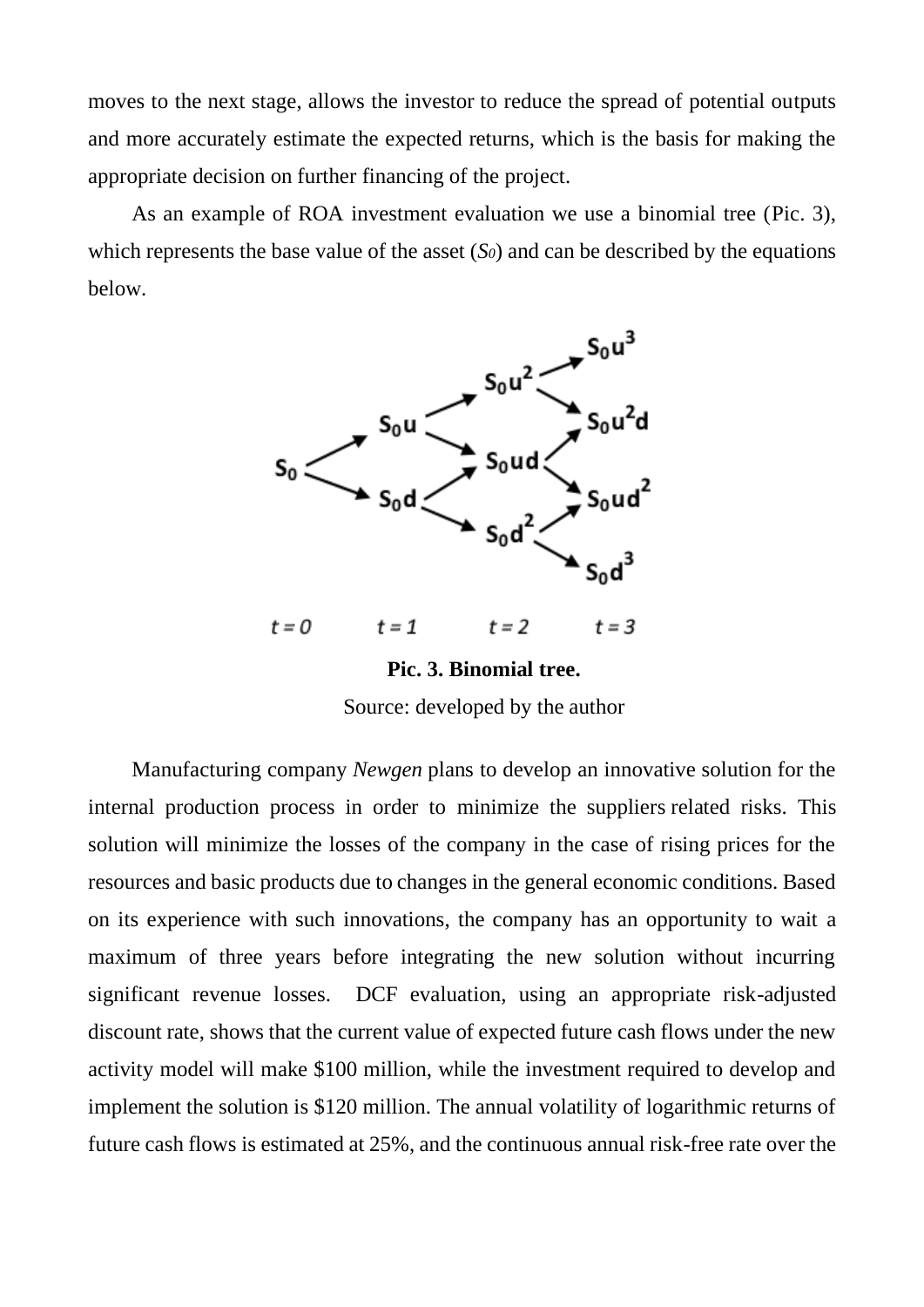moves to the next stage, allows the investor to reduce the spread of potential outputs and more accurately estimate the expected returns, which is the basis for making the appropriate decision on further financing of the project.

As an example of ROA investment evaluation we use a binomial tree (Pic. 3), which represents the base value of the asset ($S_0$) and can be described by the equations below.

**Pic. 3. Binomial tree.**

Source: developed by the author

Manufacturing company *Newgen* plans to develop an innovative solution for the internal production process in order to minimize the suppliers related risks. This solution will minimize the losses of the company in the case of rising prices for the resources and basic products due to changes in the general economic conditions. Based on its experience with such innovations, the company has an opportunity to wait a maximum of three years before integrating the new solution without incurring significant revenue losses. DCF evaluation, using an appropriate risk-adjusted discount rate, shows that the current value of expected future cash flows under the new activity model will make \$100 million, while the investment required to develop and implement the solution is \$120 million. The annual volatility of logarithmic returns of future cash flows is estimated at 25%, and the continuous annual risk-free rate over the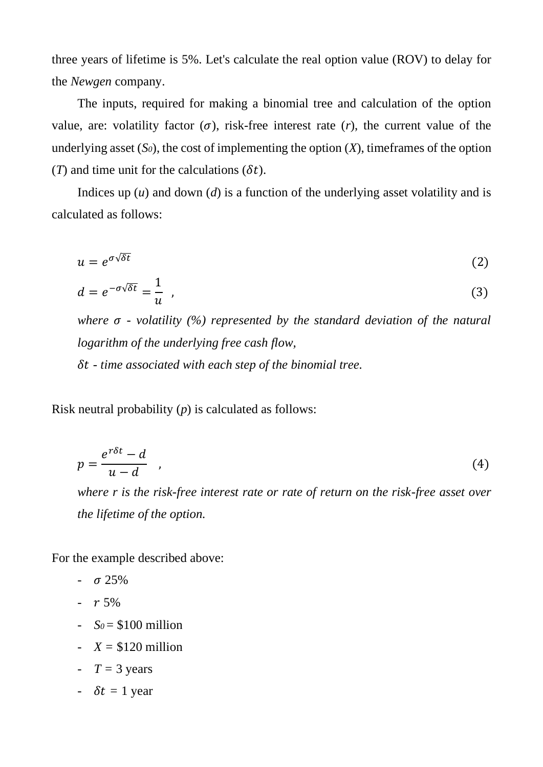three years of lifetime is 5%. Let's calculate the real option value (ROV) to delay for the *Newgen* company.

The inputs, required for making a binomial tree and calculation of the option value, are: volatility factor ($\sigma$), risk-free interest rate ($r$), the current value of the underlying asset ($S_0$), the cost of implementing the option ($X$), timeframes of the option ($T$) and time unit for the calculations ($\delta t$).

Indices up ($u$) and down ($d$) is a function of the underlying asset volatility and is calculated as follows:

$$u = e^{\sigma\sqrt{\delta t}} \tag{2}$$

$$d = e^{-\sigma\sqrt{\delta t}} = \frac{1}{u} \ , \tag{3}$$

*where $\sigma$ - volatility (%) represented by the standard deviation of the natural logarithm of the underlying free cash flow,*

*$\delta t$ - time associated with each step of the binomial tree.*

Risk neutral probability ($p$) is calculated as follows:

$$p = \frac{e^{r\delta t} - d}{u - d} \ , \tag{4}$$

*where r is the risk-free interest rate or rate of return on the risk-free asset over the lifetime of the option.*

For the example described above:

- $\sigma$ 25%
- $r$ 5%
- $S_0$ = \$100 million
- $X$ = \$120 million
- $T$ = 3 years
- $\delta t$ = 1 year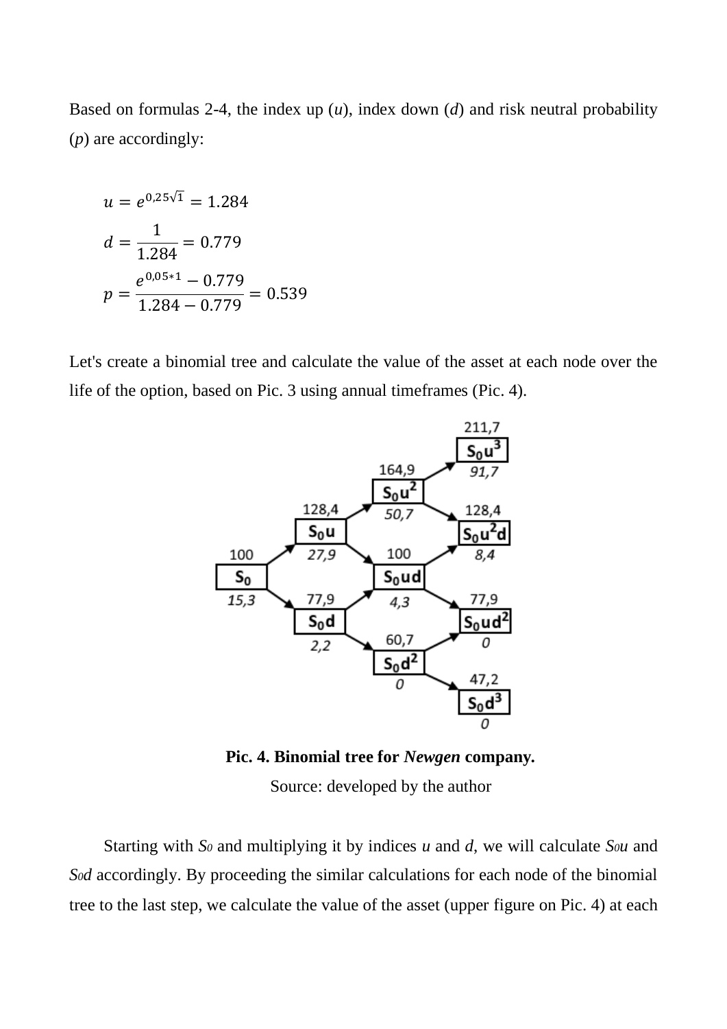Based on formulas 2-4, the index up ($u$), index down ($d$) and risk neutral probability ($p$) are accordingly:

$$u = e^{0,25\sqrt{1}} = 1.284$$

$$d = \frac{1}{1.284} = 0.779$$

$$p = \frac{e^{0,05*1} - 0.779}{1.284 - 0.779} = 0.539$$

Let's create a binomial tree and calculate the value of the asset at each node over the life of the option, based on Pic. 3 using annual timeframes (Pic. 4).

**Pic. 4. Binomial tree for *Newgen* company.**

Source: developed by the author

Starting with $S_0$ and multiplying it by indices $u$ and $d$, we will calculate $S_0u$ and $S_0d$ accordingly. By proceeding the similar calculations for each node of the binomial tree to the last step, we calculate the value of the asset (upper figure on Pic. 4) at each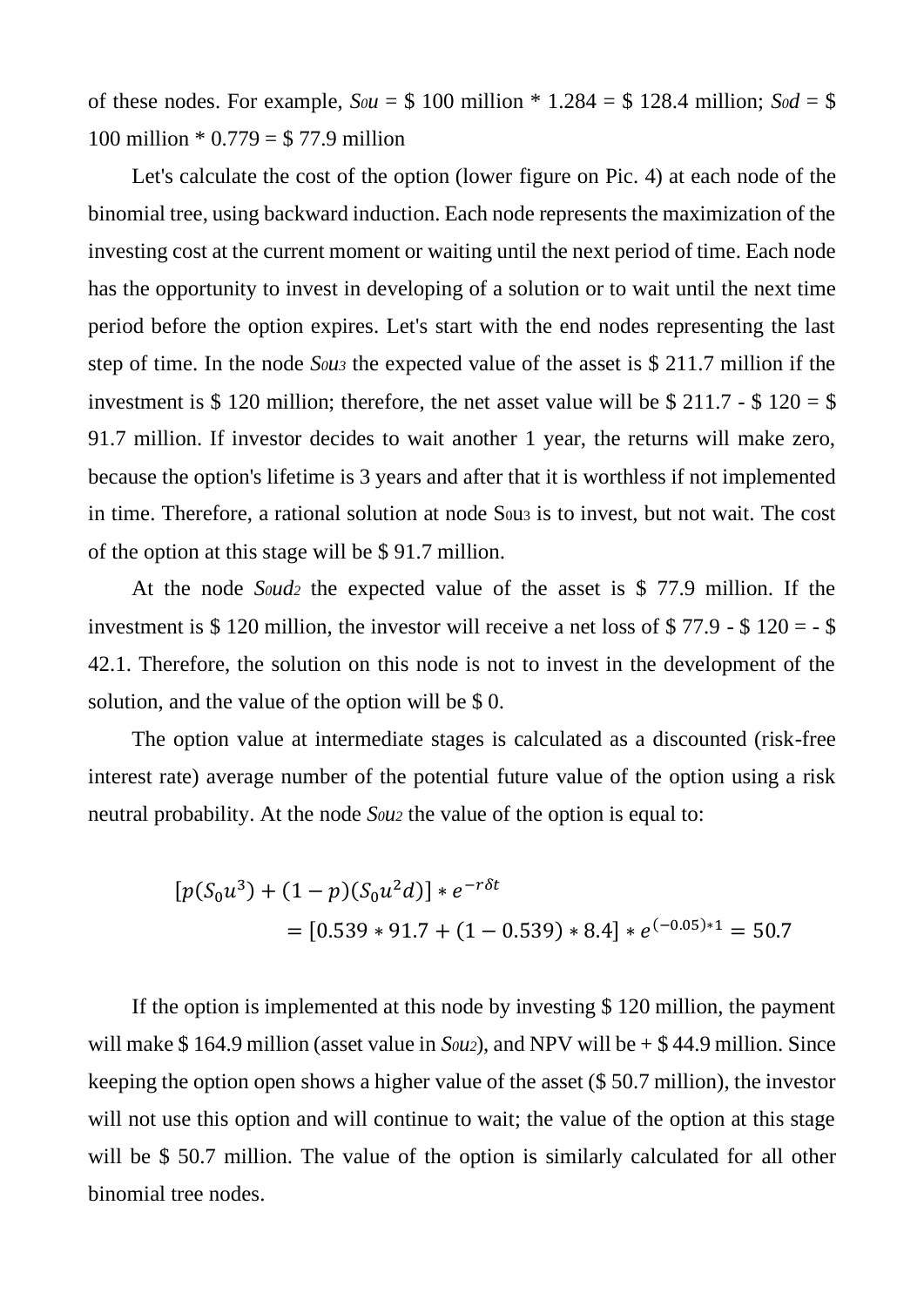of these nodes. For example, $S_0u$ = $ 100 million * 1.284 = $ 128.4 million; $S_0d$ = $ 100 million * 0.779 = $ 77.9 million

Let's calculate the cost of the option (lower figure on Pic. 4) at each node of the binomial tree, using backward induction. Each node represents the maximization of the investing cost at the current moment or waiting until the next period of time. Each node has the opportunity to invest in developing of a solution or to wait until the next time period before the option expires. Let's start with the end nodes representing the last step of time. In the node $S_0u_3$ the expected value of the asset is $ 211.7 million if the investment is $ 120 million; therefore, the net asset value will be $ 211.7 - $ 120 = $ 91.7 million. If investor decides to wait another 1 year, the returns will make zero, because the option's lifetime is 3 years and after that it is worthless if not implemented in time. Therefore, a rational solution at node $S_0u_3$ is to invest, but not wait. The cost of the option at this stage will be $ 91.7 million.

At the node $S_0ud_2$ the expected value of the asset is $ 77.9 million. If the investment is $ 120 million, the investor will receive a net loss of $ 77.9 - $ 120 = - $ 42.1. Therefore, the solution on this node is not to invest in the development of the solution, and the value of the option will be $ 0.

The option value at intermediate stages is calculated as a discounted (risk-free interest rate) average number of the potential future value of the option using a risk neutral probability. At the node $S_0u_2$ the value of the option is equal to:

$$[p(S_0u^3) + (1-p)(S_0u^2d)] * e^{-r\delta t} = [0.539 * 91.7 + (1-0.539) * 8.4] * e^{(-0.05)*1} = 50.7$$

If the option is implemented at this node by investing $ 120 million, the payment will make $ 164.9 million (asset value in $S_0u_2$), and NPV will be + $ 44.9 million. Since keeping the option open shows a higher value of the asset ($ 50.7 million), the investor will not use this option and will continue to wait; the value of the option at this stage will be $ 50.7 million. The value of the option is similarly calculated for all other binomial tree nodes.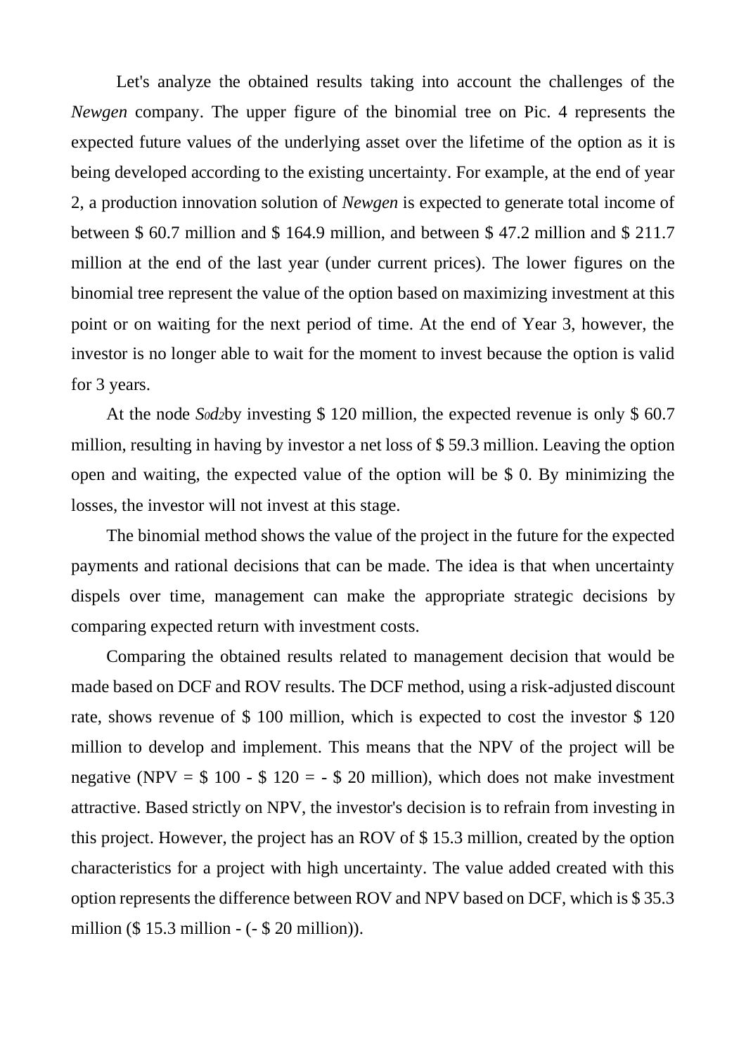Let's analyze the obtained results taking into account the challenges of the *Newgen* company. The upper figure of the binomial tree on Pic. 4 represents the expected future values of the underlying asset over the lifetime of the option as it is being developed according to the existing uncertainty. For example, at the end of year 2, a production innovation solution of *Newgen* is expected to generate total income of between $ 60.7 million and $ 164.9 million, and between $ 47.2 million and $ 211.7 million at the end of the last year (under current prices). The lower figures on the binomial tree represent the value of the option based on maximizing investment at this point or on waiting for the next period of time. At the end of Year 3, however, the investor is no longer able to wait for the moment to invest because the option is valid for 3 years.

At the node $S_0d_2$by investing $ 120 million, the expected revenue is only $ 60.7 million, resulting in having by investor a net loss of $ 59.3 million. Leaving the option open and waiting, the expected value of the option will be $ 0. By minimizing the losses, the investor will not invest at this stage.

The binomial method shows the value of the project in the future for the expected payments and rational decisions that can be made. The idea is that when uncertainty dispels over time, management can make the appropriate strategic decisions by comparing expected return with investment costs.

Comparing the obtained results related to management decision that would be made based on DCF and ROV results. The DCF method, using a risk-adjusted discount rate, shows revenue of $ 100 million, which is expected to cost the investor $ 120 million to develop and implement. This means that the NPV of the project will be negative (NPV = $ 100 - $ 120 = - $ 20 million), which does not make investment attractive. Based strictly on NPV, the investor's decision is to refrain from investing in this project. However, the project has an ROV of $ 15.3 million, created by the option characteristics for a project with high uncertainty. The value added created with this option represents the difference between ROV and NPV based on DCF, which is $ 35.3 million ($ 15.3 million - (- $ 20 million)).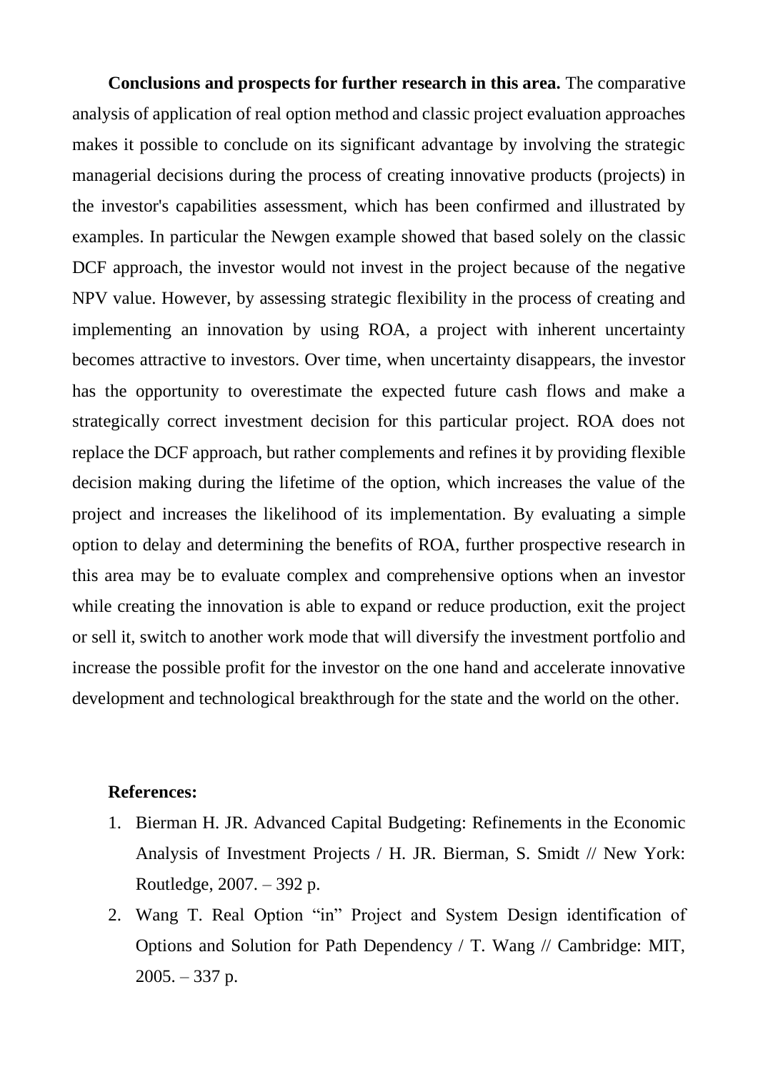**Conclusions and prospects for further research in this area.** The comparative analysis of application of real option method and classic project evaluation approaches makes it possible to conclude on its significant advantage by involving the strategic managerial decisions during the process of creating innovative products (projects) in the investor's capabilities assessment, which has been confirmed and illustrated by examples. In particular the Newgen example showed that based solely on the classic DCF approach, the investor would not invest in the project because of the negative NPV value. However, by assessing strategic flexibility in the process of creating and implementing an innovation by using ROA, a project with inherent uncertainty becomes attractive to investors. Over time, when uncertainty disappears, the investor has the opportunity to overestimate the expected future cash flows and make a strategically correct investment decision for this particular project. ROA does not replace the DCF approach, but rather complements and refines it by providing flexible decision making during the lifetime of the option, which increases the value of the project and increases the likelihood of its implementation. By evaluating a simple option to delay and determining the benefits of ROA, further prospective research in this area may be to evaluate complex and comprehensive options when an investor while creating the innovation is able to expand or reduce production, exit the project or sell it, switch to another work mode that will diversify the investment portfolio and increase the possible profit for the investor on the one hand and accelerate innovative development and technological breakthrough for the state and the world on the other.

**References:**

1. Bierman H. JR. Advanced Capital Budgeting: Refinements in the Economic Analysis of Investment Projects / H. JR. Bierman, S. Smidt // New York: Routledge, 2007. – 392 p.
2. Wang T. Real Option "in" Project and System Design identification of Options and Solution for Path Dependency / T. Wang // Cambridge: MIT, 2005. – 337 p.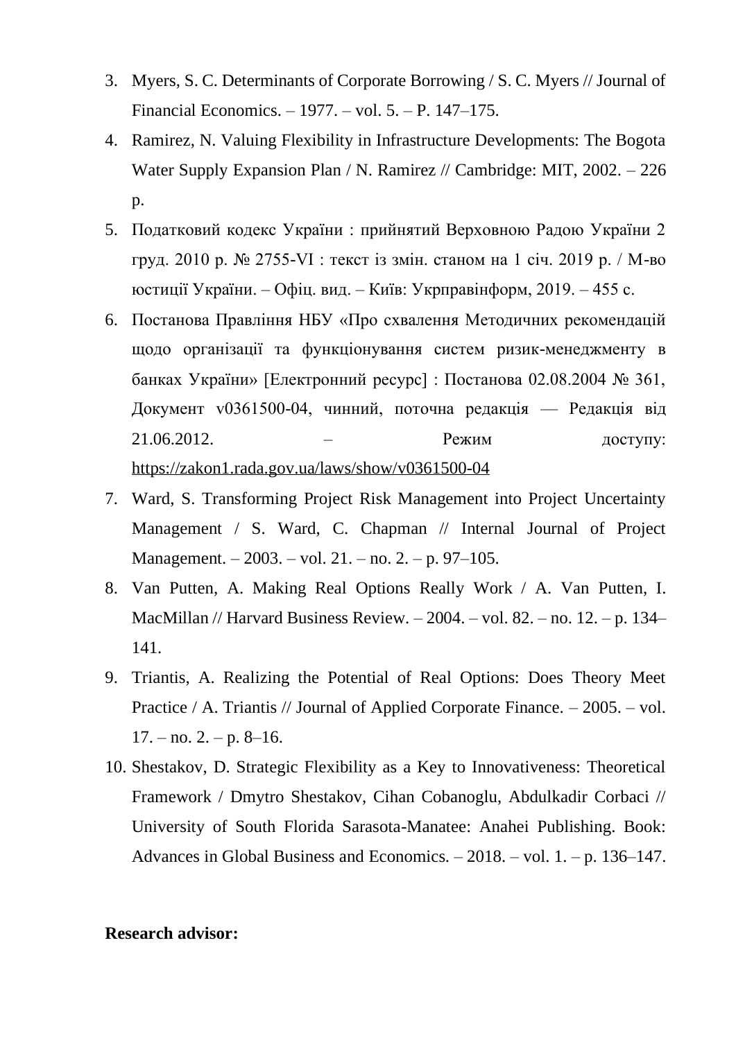3. Myers, S. C. Determinants of Corporate Borrowing / S. C. Myers // Journal of Financial Economics. – 1977. – vol. 5. – P. 147–175.
4. Ramirez, N. Valuing Flexibility in Infrastructure Developments: The Bogota Water Supply Expansion Plan / N. Ramirez // Cambridge: MIT, 2002. – 226 p.
5. Податковий кодекс України : прийнятий Верховною Радою України 2 груд. 2010 р. № 2755-VI : текст із змін. станом на 1 січ. 2019 р. / М-во юстиції України. – Офіц. вид. – Київ: Укрправінформ, 2019. – 455 с.
6. Постанова Правління НБУ «Про схвалення Методичних рекомендацій щодо організації та функціонування систем ризик-менеджменту в банках України» [Електронний ресурс] : Постанова 02.08.2004 № 361, Документ v0361500-04, чинний, поточна редакція — Редакція від 21.06.2012. – Режим доступу: https://zakon1.rada.gov.ua/laws/show/v0361500-04
7. Ward, S. Transforming Project Risk Management into Project Uncertainty Management / S. Ward, C. Chapman // Internal Journal of Project Management. – 2003. – vol. 21. – no. 2. – p. 97–105.
8. Van Putten, A. Making Real Options Really Work / A. Van Putten, I. MacMillan // Harvard Business Review. – 2004. – vol. 82. – no. 12. – p. 134–141.
9. Triantis, A. Realizing the Potential of Real Options: Does Theory Meet Practice / A. Triantis // Journal of Applied Corporate Finance. – 2005. – vol. 17. – no. 2. – p. 8–16.
10. Shestakov, D. Strategic Flexibility as a Key to Innovativeness: Theoretical Framework / Dmytro Shestakov, Cihan Cobanoglu, Abdulkadir Corbaci // University of South Florida Sarasota-Manatee: Anahei Publishing. Book: Advances in Global Business and Economics. – 2018. – vol. 1. – p. 136–147.

**Research advisor:**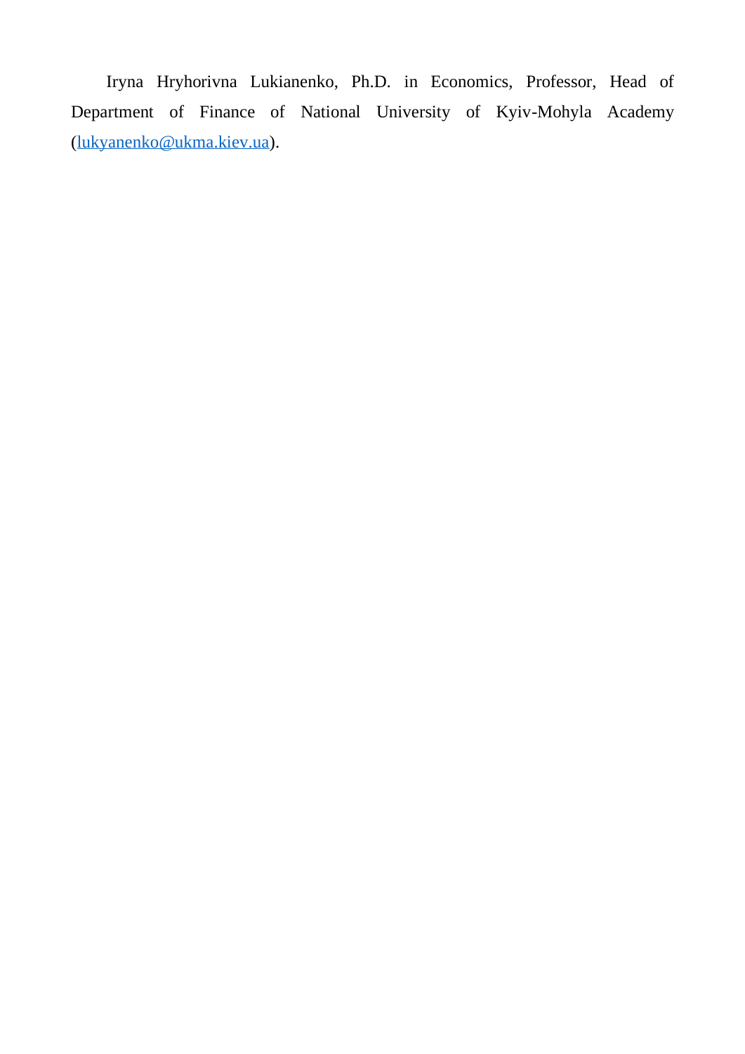Iryna Hryhorivna Lukianenko, Ph.D. in Economics, Professor, Head of Department of Finance of National University of Kyiv-Mohyla Academy (lukyanenko@ukma.kiev.ua).